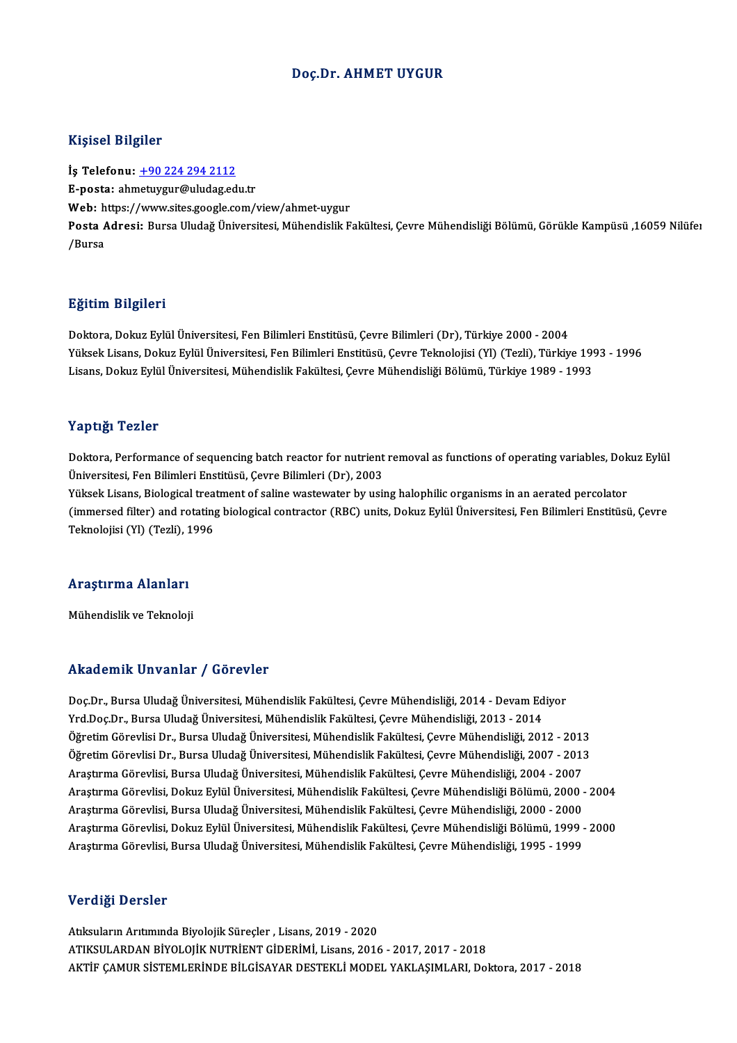# Doç.Dr. AHMET UYGUR

## Kişisel Bilgiler

**İş Telefonu:** +90 224 294 2112
**E-posta:** ahmetuygur@uludag.edu.tr
**Web:** https://www.sites.google.com/view/ahmet-uygur
**Posta Adresi:** Bursa Uludağ Üniversitesi, Mühendislik Fakültesi, Çevre Mühendisliği Bölümü, Görükle Kampüsü ,16059 Nilüfer /Bursa

## Eğitim Bilgileri

Doktora, Dokuz Eylül Üniversitesi, Fen Bilimleri Enstitüsü, Çevre Bilimleri (Dr), Türkiye 2000 - 2004
Yüksek Lisans, Dokuz Eylül Üniversitesi, Fen Bilimleri Enstitüsü, Çevre Teknolojisi (Yl) (Tezli), Türkiye 1993 - 1996
Lisans, Dokuz Eylül Üniversitesi, Mühendislik Fakültesi, Çevre Mühendisliği Bölümü, Türkiye 1989 - 1993

## Yaptığı Tezler

Doktora, Performance of sequencing batch reactor for nutrient removal as functions of operating variables, Dokuz Eylül Üniversitesi, Fen Bilimleri Enstitüsü, Çevre Bilimleri (Dr), 2003
Yüksek Lisans, Biological treatment of saline wastewater by using halophilic organisms in an aerated percolator (immersed filter) and rotating biological contractor (RBC) units, Dokuz Eylül Üniversitesi, Fen Bilimleri Enstitüsü, Çevre Teknolojisi (Yl) (Tezli), 1996

## Araştırma Alanları

Mühendislik ve Teknoloji

## Akademik Unvanlar / Görevler

Doç.Dr., Bursa Uludağ Üniversitesi, Mühendislik Fakültesi, Çevre Mühendisliği, 2014 - Devam Ediyor
Yrd.Doç.Dr., Bursa Uludağ Üniversitesi, Mühendislik Fakültesi, Çevre Mühendisliği, 2013 - 2014
Öğretim Görevlisi Dr., Bursa Uludağ Üniversitesi, Mühendislik Fakültesi, Çevre Mühendisliği, 2012 - 2013
Öğretim Görevlisi Dr., Bursa Uludağ Üniversitesi, Mühendislik Fakültesi, Çevre Mühendisliği, 2007 - 2013
Araştırma Görevlisi, Bursa Uludağ Üniversitesi, Mühendislik Fakültesi, Çevre Mühendisliği, 2004 - 2007
Araştırma Görevlisi, Dokuz Eylül Üniversitesi, Mühendislik Fakültesi, Çevre Mühendisliği Bölümü, 2000 - 2004
Araştırma Görevlisi, Bursa Uludağ Üniversitesi, Mühendislik Fakültesi, Çevre Mühendisliği, 2000 - 2000
Araştırma Görevlisi, Dokuz Eylül Üniversitesi, Mühendislik Fakültesi, Çevre Mühendisliği Bölümü, 1999 - 2000
Araştırma Görevlisi, Bursa Uludağ Üniversitesi, Mühendislik Fakültesi, Çevre Mühendisliği, 1995 - 1999

## Verdiği Dersler

Atıksuların Arıtımında Biyolojik Süreçler , Lisans, 2019 - 2020
ATIKSULARDAN BİYOLOJİK NUTRİENT GİDERİMİ, Lisans, 2016 - 2017, 2017 - 2018
AKTİF ÇAMUR SİSTEMLERİNDE BİLGİSAYAR DESTEKLİ MODEL YAKLAŞIMLARI, Doktora, 2017 - 2018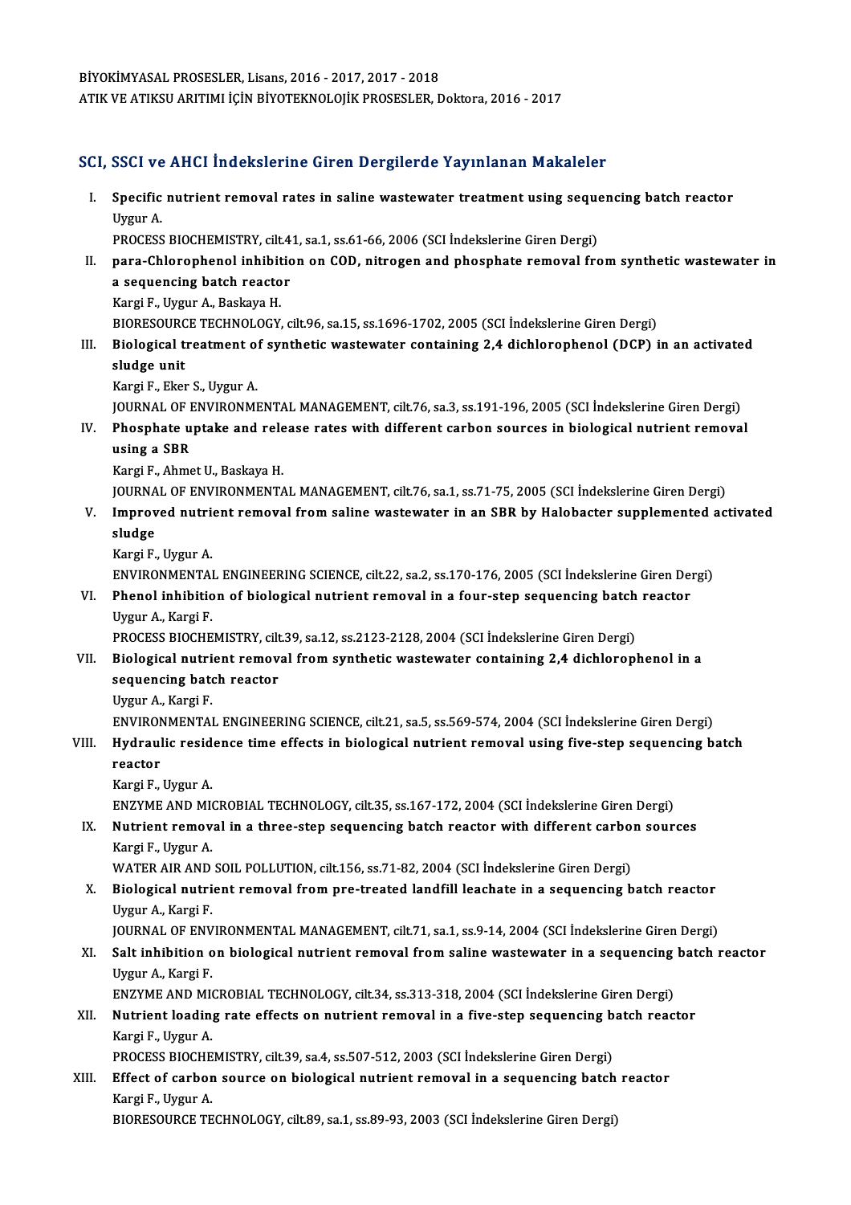BİYOKİMYASAL PROSESLER, Lisans, 2016 - 2017, 2017 - 2018
ATIK VE ATIKSU ARITIMI İÇİN BİYOTEKNOLOJİK PROSESLER, Doktora, 2016 - 2017

## SCI, SSCI ve AHCI İndekslerine Giren Dergilerde Yayınlanan Makaleler

I. **Specific nutrient removal rates in saline wastewater treatment using sequencing batch reactor**
Uygur A.
PROCESS BIOCHEMISTRY, cilt.41, sa.1, ss.61-66, 2006 (SCI İndekslerine Giren Dergi)

II. **para-Chlorophenol inhibition on COD, nitrogen and phosphate removal from synthetic wastewater in a sequencing batch reactor**
Kargi F., Uygur A., Baskaya H.
BIORESOURCE TECHNOLOGY, cilt.96, sa.15, ss.1696-1702, 2005 (SCI İndekslerine Giren Dergi)

III. **Biological treatment of synthetic wastewater containing 2,4 dichlorophenol (DCP) in an activated sludge unit**
Kargi F., Eker S., Uygur A.
JOURNAL OF ENVIRONMENTAL MANAGEMENT, cilt.76, sa.3, ss.191-196, 2005 (SCI İndekslerine Giren Dergi)

IV. **Phosphate uptake and release rates with different carbon sources in biological nutrient removal using a SBR**
Kargi F., Ahmet U., Baskaya H.
JOURNAL OF ENVIRONMENTAL MANAGEMENT, cilt.76, sa.1, ss.71-75, 2005 (SCI İndekslerine Giren Dergi)

V. **Improved nutrient removal from saline wastewater in an SBR by Halobacter supplemented activated sludge**
Kargi F., Uygur A.
ENVIRONMENTAL ENGINEERING SCIENCE, cilt.22, sa.2, ss.170-176, 2005 (SCI İndekslerine Giren Dergi)

VI. **Phenol inhibition of biological nutrient removal in a four-step sequencing batch reactor**
Uygur A., Kargi F.
PROCESS BIOCHEMISTRY, cilt.39, sa.12, ss.2123-2128, 2004 (SCI İndekslerine Giren Dergi)

VII. **Biological nutrient removal from synthetic wastewater containing 2,4 dichlorophenol in a sequencing batch reactor**
Uygur A., Kargi F.
ENVIRONMENTAL ENGINEERING SCIENCE, cilt.21, sa.5, ss.569-574, 2004 (SCI İndekslerine Giren Dergi)

VIII. **Hydraulic residence time effects in biological nutrient removal using five-step sequencing batch reactor**
Kargi F., Uygur A.
ENZYME AND MICROBIAL TECHNOLOGY, cilt.35, ss.167-172, 2004 (SCI İndekslerine Giren Dergi)

IX. **Nutrient removal in a three-step sequencing batch reactor with different carbon sources**
Kargi F., Uygur A.
WATER AIR AND SOIL POLLUTION, cilt.156, ss.71-82, 2004 (SCI İndekslerine Giren Dergi)

X. **Biological nutrient removal from pre-treated landfill leachate in a sequencing batch reactor**
Uygur A., Kargi F.
JOURNAL OF ENVIRONMENTAL MANAGEMENT, cilt.71, sa.1, ss.9-14, 2004 (SCI İndekslerine Giren Dergi)

XI. **Salt inhibition on biological nutrient removal from saline wastewater in a sequencing batch reactor**
Uygur A., Kargi F.
ENZYME AND MICROBIAL TECHNOLOGY, cilt.34, ss.313-318, 2004 (SCI İndekslerine Giren Dergi)

XII. **Nutrient loading rate effects on nutrient removal in a five-step sequencing batch reactor**
Kargi F., Uygur A.
PROCESS BIOCHEMISTRY, cilt.39, sa.4, ss.507-512, 2003 (SCI İndekslerine Giren Dergi)

XIII. **Effect of carbon source on biological nutrient removal in a sequencing batch reactor**
Kargi F., Uygur A.
BIORESOURCE TECHNOLOGY, cilt.89, sa.1, ss.89-93, 2003 (SCI İndekslerine Giren Dergi)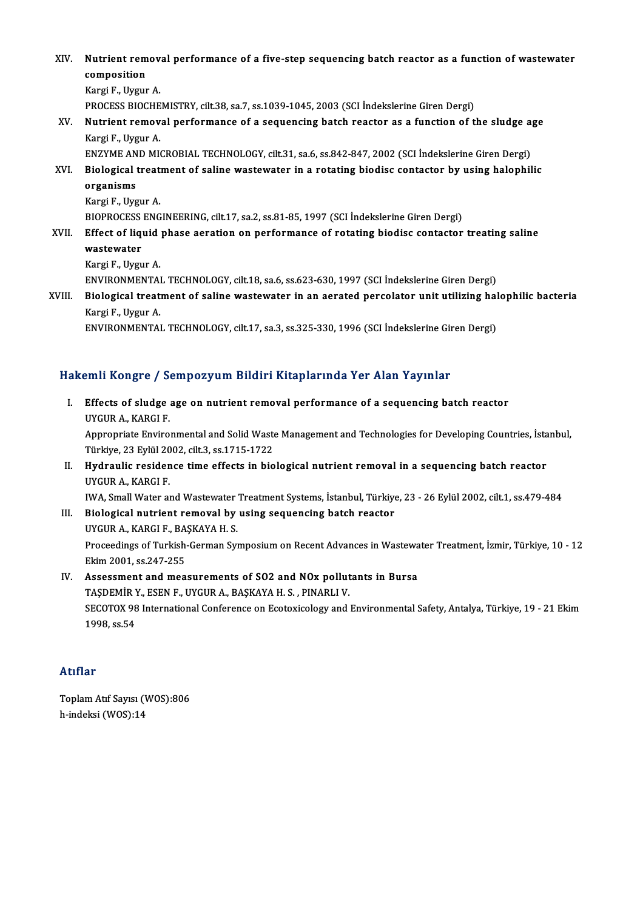XIV. **Nutrient removal performance of a five-step sequencing batch reactor as a function of wastewater composition**
Kargi F., Uygur A.
PROCESS BIOCHEMISTRY, cilt.38, sa.7, ss.1039-1045, 2003 (SCI İndekslerine Giren Dergi)

XV. **Nutrient removal performance of a sequencing batch reactor as a function of the sludge age**
Kargi F., Uygur A.
ENZYME AND MICROBIAL TECHNOLOGY, cilt.31, sa.6, ss.842-847, 2002 (SCI İndekslerine Giren Dergi)

XVI. **Biological treatment of saline wastewater in a rotating biodisc contactor by using halophilic organisms**
Kargi F., Uygur A.
BIOPROCESS ENGINEERING, cilt.17, sa.2, ss.81-85, 1997 (SCI İndekslerine Giren Dergi)

XVII. **Effect of liquid phase aeration on performance of rotating biodisc contactor treating saline wastewater**
Kargi F., Uygur A.
ENVIRONMENTAL TECHNOLOGY, cilt.18, sa.6, ss.623-630, 1997 (SCI İndekslerine Giren Dergi)

XVIII. **Biological treatment of saline wastewater in an aerated percolator unit utilizing halophilic bacteria**
Kargi F., Uygur A.
ENVIRONMENTAL TECHNOLOGY, cilt.17, sa.3, ss.325-330, 1996 (SCI İndekslerine Giren Dergi)

## Hakemli Kongre / Sempozyum Bildiri Kitaplarında Yer Alan Yayınlar

I. **Effects of sludge age on nutrient removal performance of a sequencing batch reactor**
UYGUR A., KARGI F.
Appropriate Environmental and Solid Waste Management and Technologies for Developing Countries, İstanbul, Türkiye, 23 Eylül 2002, cilt.3, ss.1715-1722

II. **Hydraulic residence time effects in biological nutrient removal in a sequencing batch reactor**
UYGUR A., KARGI F.
IWA, Small Water and Wastewater Treatment Systems, İstanbul, Türkiye, 23 - 26 Eylül 2002, cilt.1, ss.479-484

III. **Biological nutrient removal by using sequencing batch reactor**
UYGUR A., KARGI F., BAŞKAYA H. S.
Proceedings of Turkish-German Symposium on Recent Advances in Wastewater Treatment, İzmir, Türkiye, 10 - 12 Ekim 2001, ss.247-255

IV. **Assessment and measurements of SO2 and NOx pollutants in Bursa**
TAŞDEMİR Y., ESEN F., UYGUR A., BAŞKAYA H. S. , PINARLI V.
SECOTOX 98 International Conference on Ecotoxicology and Environmental Safety, Antalya, Türkiye, 19 - 21 Ekim 1998, ss.54

## Atıflar

Toplam Atıf Sayısı (WOS):806
h-indeksi (WOS):14